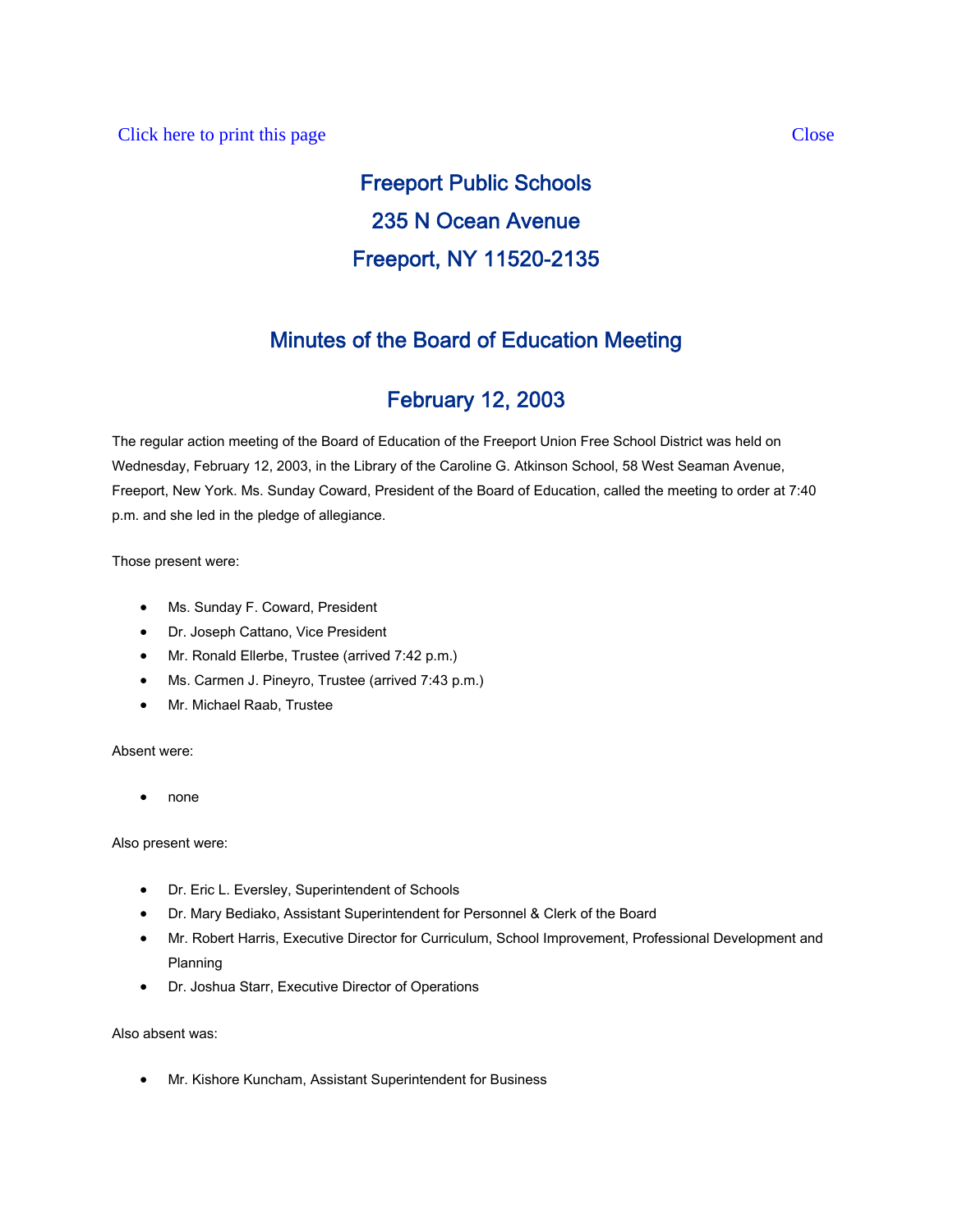Click here to print this page    Close

# Freeport Public Schools

## 235 N Ocean Avenue

## Freeport, NY 11520-2135

## Minutes of the Board of Education Meeting

## February 12, 2003

The regular action meeting of the Board of Education of the Freeport Union Free School District was held on Wednesday, February 12, 2003, in the Library of the Caroline G. Atkinson School, 58 West Seaman Avenue, Freeport, New York. Ms. Sunday Coward, President of the Board of Education, called the meeting to order at 7:40 p.m. and she led in the pledge of allegiance.

Those present were:

- Ms. Sunday F. Coward, President
- Dr. Joseph Cattano, Vice President
- Mr. Ronald Ellerbe, Trustee (arrived 7:42 p.m.)
- Ms. Carmen J. Pineyro, Trustee (arrived 7:43 p.m.)
- Mr. Michael Raab, Trustee

Absent were:

- none

Also present were:

- Dr. Eric L. Eversley, Superintendent of Schools
- Dr. Mary Bediako, Assistant Superintendent for Personnel & Clerk of the Board
- Mr. Robert Harris, Executive Director for Curriculum, School Improvement, Professional Development and Planning
- Dr. Joshua Starr, Executive Director of Operations

Also absent was:

- Mr. Kishore Kuncham, Assistant Superintendent for Business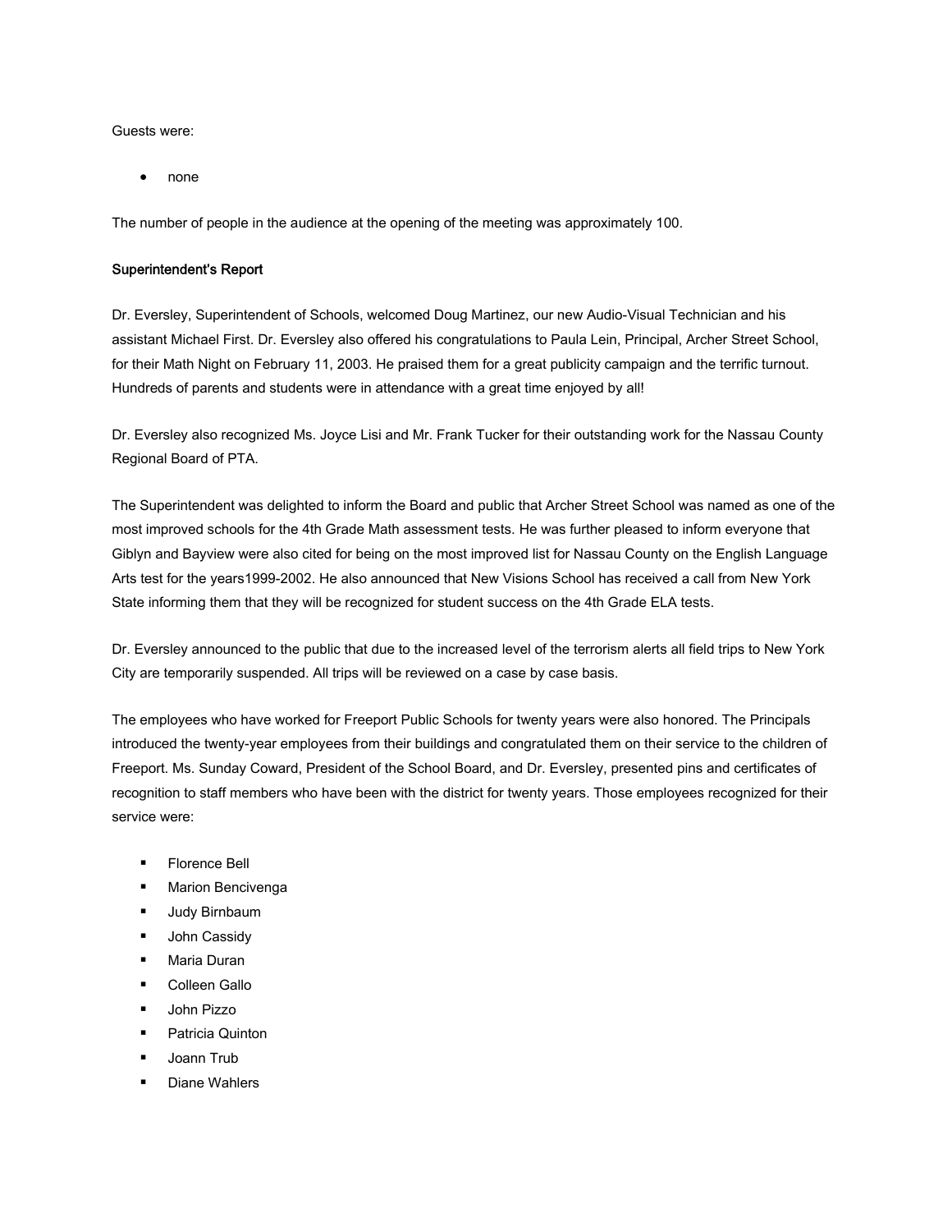Guests were:

- none

The number of people in the audience at the opening of the meeting was approximately 100.

**Superintendent's Report**

Dr. Eversley, Superintendent of Schools, welcomed Doug Martinez, our new Audio-Visual Technician and his assistant Michael First. Dr. Eversley also offered his congratulations to Paula Lein, Principal, Archer Street School, for their Math Night on February 11, 2003. He praised them for a great publicity campaign and the terrific turnout. Hundreds of parents and students were in attendance with a great time enjoyed by all!

Dr. Eversley also recognized Ms. Joyce Lisi and Mr. Frank Tucker for their outstanding work for the Nassau County Regional Board of PTA.

The Superintendent was delighted to inform the Board and public that Archer Street School was named as one of the most improved schools for the 4th Grade Math assessment tests. He was further pleased to inform everyone that Giblyn and Bayview were also cited for being on the most improved list for Nassau County on the English Language Arts test for the years1999-2002. He also announced that New Visions School has received a call from New York State informing them that they will be recognized for student success on the 4th Grade ELA tests.

Dr. Eversley announced to the public that due to the increased level of the terrorism alerts all field trips to New York City are temporarily suspended. All trips will be reviewed on a case by case basis.

The employees who have worked for Freeport Public Schools for twenty years were also honored. The Principals introduced the twenty-year employees from their buildings and congratulated them on their service to the children of Freeport. Ms. Sunday Coward, President of the School Board, and Dr. Eversley, presented pins and certificates of recognition to staff members who have been with the district for twenty years. Those employees recognized for their service were:

- Florence Bell
- Marion Bencivenga
- Judy Birnbaum
- John Cassidy
- Maria Duran
- Colleen Gallo
- John Pizzo
- Patricia Quinton
- Joann Trub
- Diane Wahlers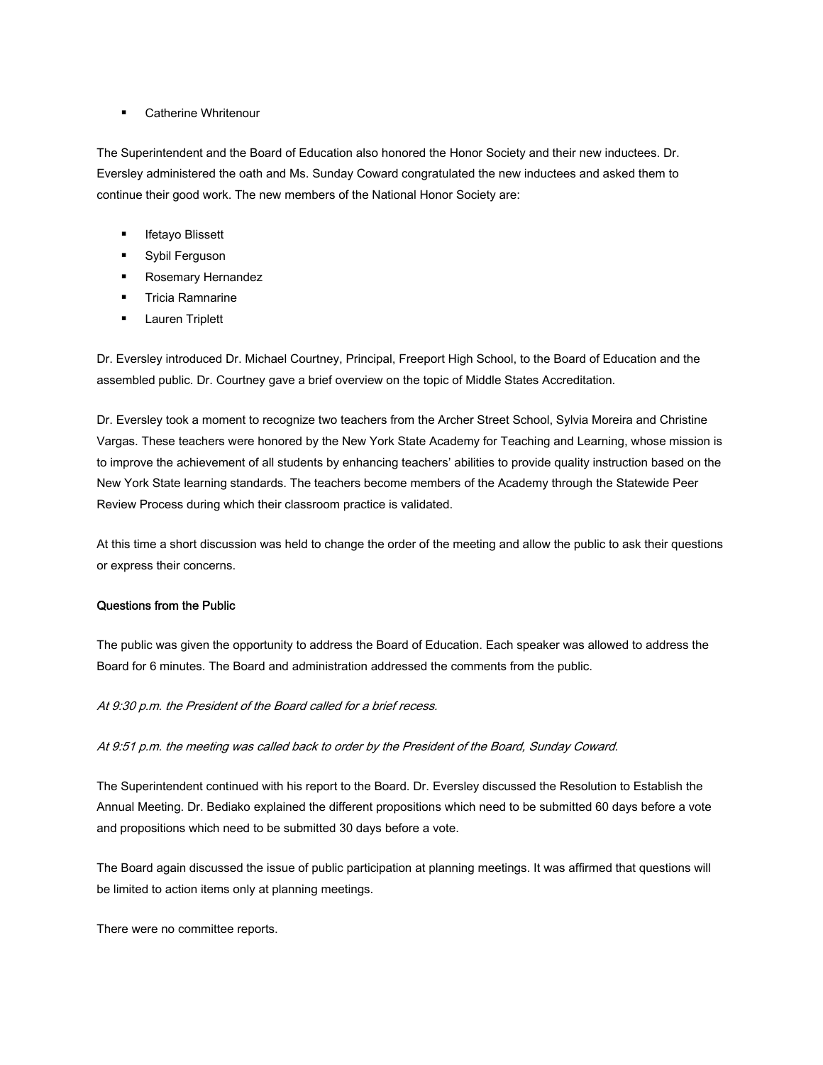- Catherine Whritenour

The Superintendent and the Board of Education also honored the Honor Society and their new inductees. Dr. Eversley administered the oath and Ms. Sunday Coward congratulated the new inductees and asked them to continue their good work. The new members of the National Honor Society are:

- Ifetayo Blissett
- Sybil Ferguson
- Rosemary Hernandez
- Tricia Ramnarine
- Lauren Triplett

Dr. Eversley introduced Dr. Michael Courtney, Principal, Freeport High School, to the Board of Education and the assembled public. Dr. Courtney gave a brief overview on the topic of Middle States Accreditation.

Dr. Eversley took a moment to recognize two teachers from the Archer Street School, Sylvia Moreira and Christine Vargas. These teachers were honored by the New York State Academy for Teaching and Learning, whose mission is to improve the achievement of all students by enhancing teachers' abilities to provide quality instruction based on the New York State learning standards. The teachers become members of the Academy through the Statewide Peer Review Process during which their classroom practice is validated.

At this time a short discussion was held to change the order of the meeting and allow the public to ask their questions or express their concerns.

**Questions from the Public**

The public was given the opportunity to address the Board of Education. Each speaker was allowed to address the Board for 6 minutes. The Board and administration addressed the comments from the public.

*At 9:30 p.m. the President of the Board called for a brief recess.*

*At 9:51 p.m. the meeting was called back to order by the President of the Board, Sunday Coward.*

The Superintendent continued with his report to the Board. Dr. Eversley discussed the Resolution to Establish the Annual Meeting. Dr. Bediako explained the different propositions which need to be submitted 60 days before a vote and propositions which need to be submitted 30 days before a vote.

The Board again discussed the issue of public participation at planning meetings. It was affirmed that questions will be limited to action items only at planning meetings.

There were no committee reports.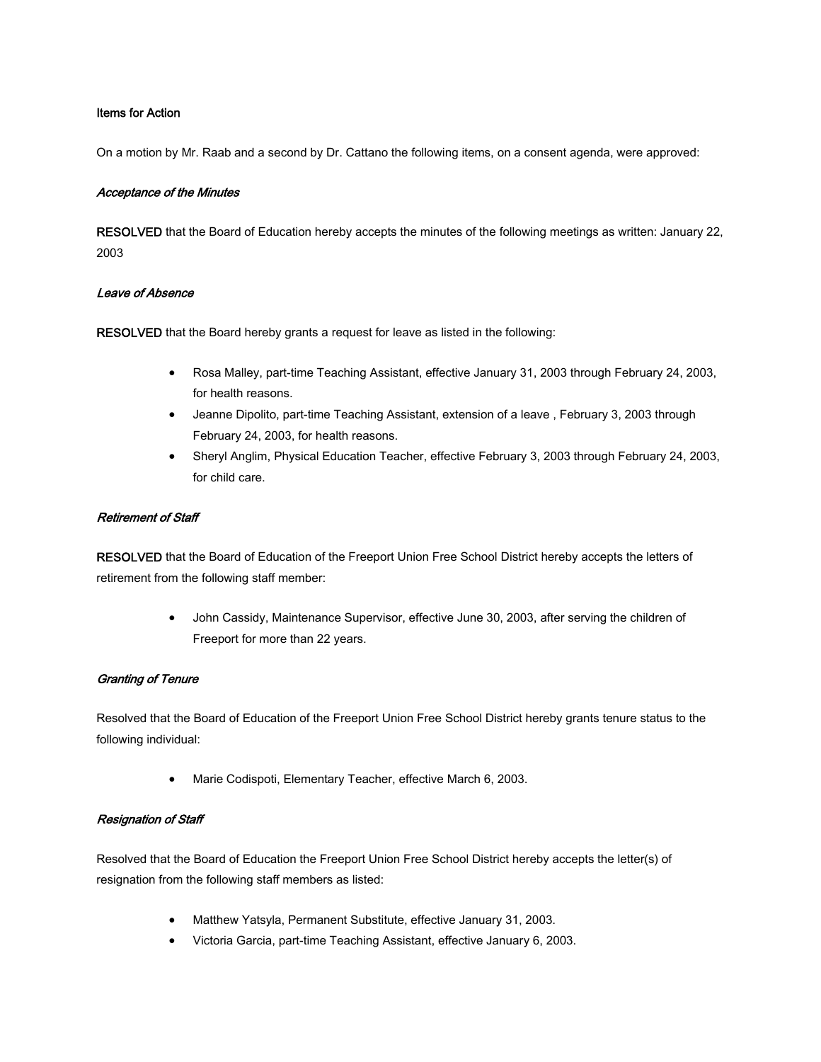Items for Action

On a motion by Mr. Raab and a second by Dr. Cattano the following items, on a consent agenda, were approved:

*Acceptance of the Minutes*

**RESOLVED** that the Board of Education hereby accepts the minutes of the following meetings as written: January 22, 2003

*Leave of Absence*

**RESOLVED** that the Board hereby grants a request for leave as listed in the following:

- Rosa Malley, part-time Teaching Assistant, effective January 31, 2003 through February 24, 2003, for health reasons.
- Jeanne Dipolito, part-time Teaching Assistant, extension of a leave , February 3, 2003 through February 24, 2003, for health reasons.
- Sheryl Anglim, Physical Education Teacher, effective February 3, 2003 through February 24, 2003, for child care.

*Retirement of Staff*

**RESOLVED** that the Board of Education of the Freeport Union Free School District hereby accepts the letters of retirement from the following staff member:

- John Cassidy, Maintenance Supervisor, effective June 30, 2003, after serving the children of Freeport for more than 22 years.

*Granting of Tenure*

Resolved that the Board of Education of the Freeport Union Free School District hereby grants tenure status to the following individual:

- Marie Codispoti, Elementary Teacher, effective March 6, 2003.

*Resignation of Staff*

Resolved that the Board of Education the Freeport Union Free School District hereby accepts the letter(s) of resignation from the following staff members as listed:

- Matthew Yatsyla, Permanent Substitute, effective January 31, 2003.
- Victoria Garcia, part-time Teaching Assistant, effective January 6, 2003.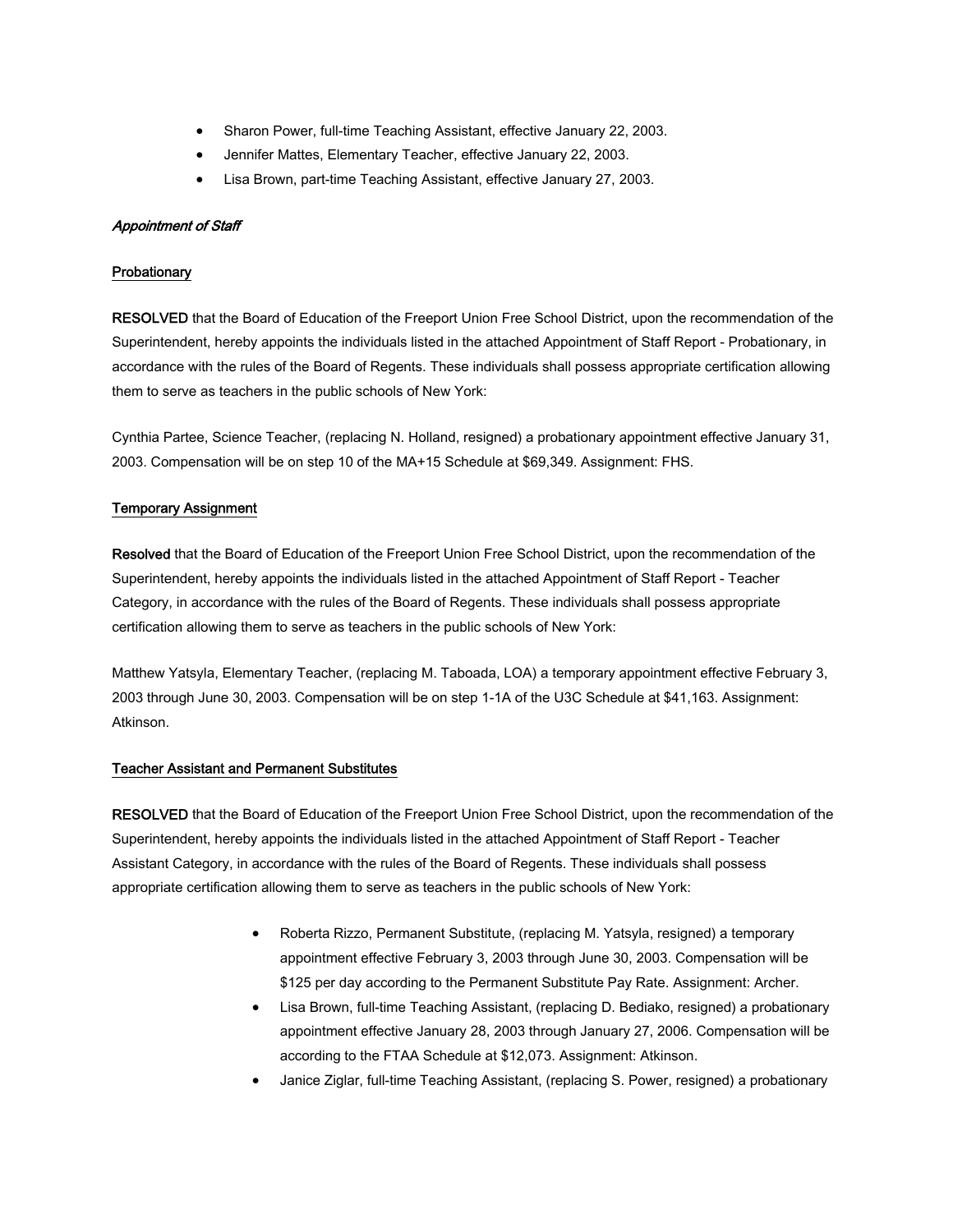- Sharon Power, full-time Teaching Assistant, effective January 22, 2003.
- Jennifer Mattes, Elementary Teacher, effective January 22, 2003.
- Lisa Brown, part-time Teaching Assistant, effective January 27, 2003.

### *Appointment of Staff*

#### Probationary

**RESOLVED** that the Board of Education of the Freeport Union Free School District, upon the recommendation of the Superintendent, hereby appoints the individuals listed in the attached Appointment of Staff Report - Probationary, in accordance with the rules of the Board of Regents. These individuals shall possess appropriate certification allowing them to serve as teachers in the public schools of New York:

Cynthia Partee, Science Teacher, (replacing N. Holland, resigned) a probationary appointment effective January 31, 2003. Compensation will be on step 10 of the MA+15 Schedule at $69,349. Assignment: FHS.

#### Temporary Assignment

**Resolved** that the Board of Education of the Freeport Union Free School District, upon the recommendation of the Superintendent, hereby appoints the individuals listed in the attached Appointment of Staff Report - Teacher Category, in accordance with the rules of the Board of Regents. These individuals shall possess appropriate certification allowing them to serve as teachers in the public schools of New York:

Matthew Yatsyla, Elementary Teacher, (replacing M. Taboada, LOA) a temporary appointment effective February 3, 2003 through June 30, 2003. Compensation will be on step 1-1A of the U3C Schedule at $41,163. Assignment: Atkinson.

#### Teacher Assistant and Permanent Substitutes

**RESOLVED** that the Board of Education of the Freeport Union Free School District, upon the recommendation of the Superintendent, hereby appoints the individuals listed in the attached Appointment of Staff Report - Teacher Assistant Category, in accordance with the rules of the Board of Regents. These individuals shall possess appropriate certification allowing them to serve as teachers in the public schools of New York:

- Roberta Rizzo, Permanent Substitute, (replacing M. Yatsyla, resigned) a temporary appointment effective February 3, 2003 through June 30, 2003. Compensation will be $125 per day according to the Permanent Substitute Pay Rate. Assignment: Archer.
- Lisa Brown, full-time Teaching Assistant, (replacing D. Bediako, resigned) a probationary appointment effective January 28, 2003 through January 27, 2006. Compensation will be according to the FTAA Schedule at $12,073. Assignment: Atkinson.
- Janice Ziglar, full-time Teaching Assistant, (replacing S. Power, resigned) a probationary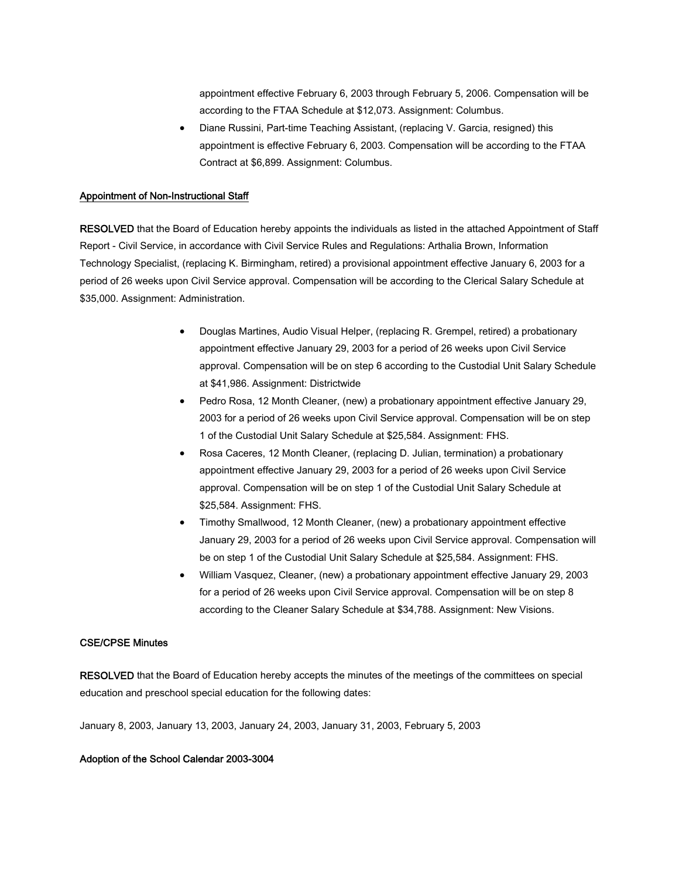appointment effective February 6, 2003 through February 5, 2006. Compensation will be according to the FTAA Schedule at $12,073. Assignment: Columbus.

- Diane Russini, Part-time Teaching Assistant, (replacing V. Garcia, resigned) this appointment is effective February 6, 2003. Compensation will be according to the FTAA Contract at $6,899. Assignment: Columbus.

<u>Appointment of Non-Instructional Staff</u>

**RESOLVED** that the Board of Education hereby appoints the individuals as listed in the attached Appointment of Staff Report - Civil Service, in accordance with Civil Service Rules and Regulations: Arthalia Brown, Information Technology Specialist, (replacing K. Birmingham, retired) a provisional appointment effective January 6, 2003 for a period of 26 weeks upon Civil Service approval. Compensation will be according to the Clerical Salary Schedule at $35,000. Assignment: Administration.

- Douglas Martines, Audio Visual Helper, (replacing R. Grempel, retired) a probationary appointment effective January 29, 2003 for a period of 26 weeks upon Civil Service approval. Compensation will be on step 6 according to the Custodial Unit Salary Schedule at $41,986. Assignment: Districtwide
- Pedro Rosa, 12 Month Cleaner, (new) a probationary appointment effective January 29, 2003 for a period of 26 weeks upon Civil Service approval. Compensation will be on step 1 of the Custodial Unit Salary Schedule at $25,584. Assignment: FHS.
- Rosa Caceres, 12 Month Cleaner, (replacing D. Julian, termination) a probationary appointment effective January 29, 2003 for a period of 26 weeks upon Civil Service approval. Compensation will be on step 1 of the Custodial Unit Salary Schedule at $25,584. Assignment: FHS.
- Timothy Smallwood, 12 Month Cleaner, (new) a probationary appointment effective January 29, 2003 for a period of 26 weeks upon Civil Service approval. Compensation will be on step 1 of the Custodial Unit Salary Schedule at $25,584. Assignment: FHS.
- William Vasquez, Cleaner, (new) a probationary appointment effective January 29, 2003 for a period of 26 weeks upon Civil Service approval. Compensation will be on step 8 according to the Cleaner Salary Schedule at $34,788. Assignment: New Visions.

**CSE/CPSE Minutes**

**RESOLVED** that the Board of Education hereby accepts the minutes of the meetings of the committees on special education and preschool special education for the following dates:

January 8, 2003, January 13, 2003, January 24, 2003, January 31, 2003, February 5, 2003

**Adoption of the School Calendar 2003-3004**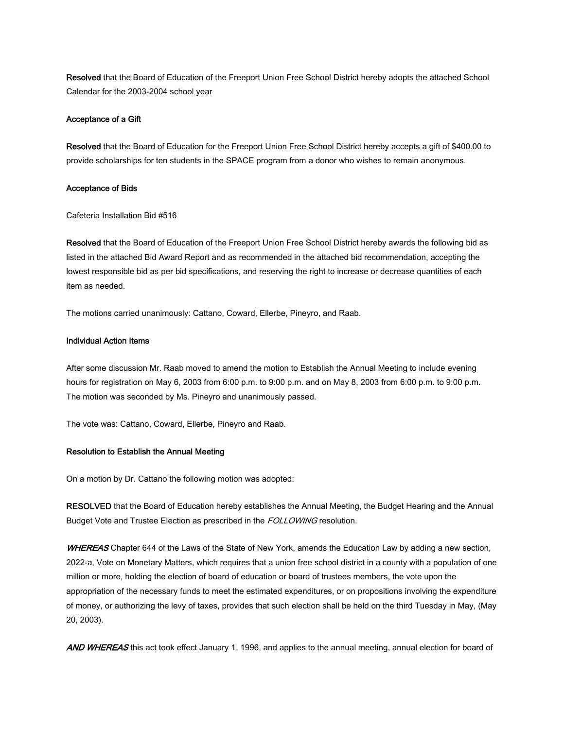**Resolved** that the Board of Education of the Freeport Union Free School District hereby adopts the attached School Calendar for the 2003-2004 school year

**Acceptance of a Gift**

**Resolved** that the Board of Education for the Freeport Union Free School District hereby accepts a gift of $400.00 to provide scholarships for ten students in the SPACE program from a donor who wishes to remain anonymous.

**Acceptance of Bids**

Cafeteria Installation Bid #516

**Resolved** that the Board of Education of the Freeport Union Free School District hereby awards the following bid as listed in the attached Bid Award Report and as recommended in the attached bid recommendation, accepting the lowest responsible bid as per bid specifications, and reserving the right to increase or decrease quantities of each item as needed.

The motions carried unanimously: Cattano, Coward, Ellerbe, Pineyro, and Raab.

**Individual Action Items**

After some discussion Mr. Raab moved to amend the motion to Establish the Annual Meeting to include evening hours for registration on May 6, 2003 from 6:00 p.m. to 9:00 p.m. and on May 8, 2003 from 6:00 p.m. to 9:00 p.m. The motion was seconded by Ms. Pineyro and unanimously passed.

The vote was: Cattano, Coward, Ellerbe, Pineyro and Raab.

**Resolution to Establish the Annual Meeting**

On a motion by Dr. Cattano the following motion was adopted:

**RESOLVED** that the Board of Education hereby establishes the Annual Meeting, the Budget Hearing and the Annual Budget Vote and Trustee Election as prescribed in the *FOLLOWING* resolution.

***WHEREAS*** Chapter 644 of the Laws of the State of New York, amends the Education Law by adding a new section, 2022-a, Vote on Monetary Matters, which requires that a union free school district in a county with a population of one million or more, holding the election of board of education or board of trustees members, the vote upon the appropriation of the necessary funds to meet the estimated expenditures, or on propositions involving the expenditure of money, or authorizing the levy of taxes, provides that such election shall be held on the third Tuesday in May, (May 20, 2003).

***AND WHEREAS*** this act took effect January 1, 1996, and applies to the annual meeting, annual election for board of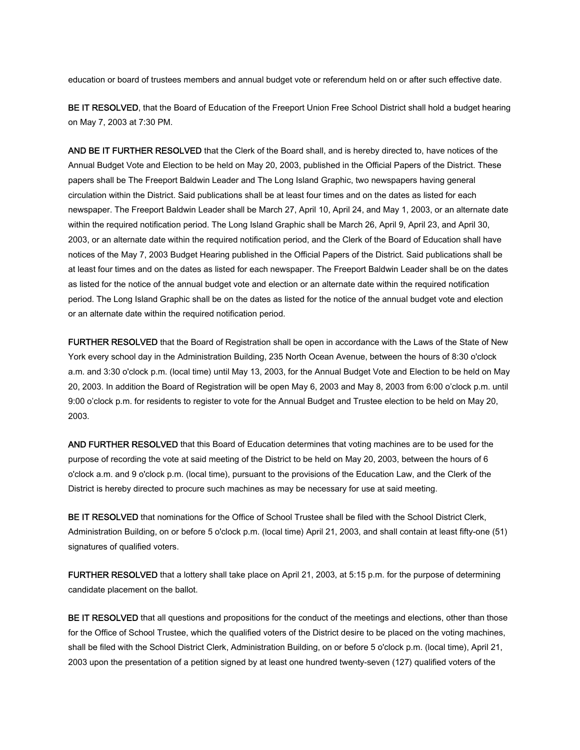education or board of trustees members and annual budget vote or referendum held on or after such effective date.

**BE IT RESOLVED**, that the Board of Education of the Freeport Union Free School District shall hold a budget hearing on May 7, 2003 at 7:30 PM.

**AND BE IT FURTHER RESOLVED** that the Clerk of the Board shall, and is hereby directed to, have notices of the Annual Budget Vote and Election to be held on May 20, 2003, published in the Official Papers of the District. These papers shall be The Freeport Baldwin Leader and The Long Island Graphic, two newspapers having general circulation within the District. Said publications shall be at least four times and on the dates as listed for each newspaper. The Freeport Baldwin Leader shall be March 27, April 10, April 24, and May 1, 2003, or an alternate date within the required notification period. The Long Island Graphic shall be March 26, April 9, April 23, and April 30, 2003, or an alternate date within the required notification period, and the Clerk of the Board of Education shall have notices of the May 7, 2003 Budget Hearing published in the Official Papers of the District. Said publications shall be at least four times and on the dates as listed for each newspaper. The Freeport Baldwin Leader shall be on the dates as listed for the notice of the annual budget vote and election or an alternate date within the required notification period. The Long Island Graphic shall be on the dates as listed for the notice of the annual budget vote and election or an alternate date within the required notification period.

**FURTHER RESOLVED** that the Board of Registration shall be open in accordance with the Laws of the State of New York every school day in the Administration Building, 235 North Ocean Avenue, between the hours of 8:30 o'clock a.m. and 3:30 o'clock p.m. (local time) until May 13, 2003, for the Annual Budget Vote and Election to be held on May 20, 2003. In addition the Board of Registration will be open May 6, 2003 and May 8, 2003 from 6:00 o'clock p.m. until 9:00 o'clock p.m. for residents to register to vote for the Annual Budget and Trustee election to be held on May 20, 2003.

**AND FURTHER RESOLVED** that this Board of Education determines that voting machines are to be used for the purpose of recording the vote at said meeting of the District to be held on May 20, 2003, between the hours of 6 o'clock a.m. and 9 o'clock p.m. (local time), pursuant to the provisions of the Education Law, and the Clerk of the District is hereby directed to procure such machines as may be necessary for use at said meeting.

**BE IT RESOLVED** that nominations for the Office of School Trustee shall be filed with the School District Clerk, Administration Building, on or before 5 o'clock p.m. (local time) April 21, 2003, and shall contain at least fifty-one (51) signatures of qualified voters.

**FURTHER RESOLVED** that a lottery shall take place on April 21, 2003, at 5:15 p.m. for the purpose of determining candidate placement on the ballot.

**BE IT RESOLVED** that all questions and propositions for the conduct of the meetings and elections, other than those for the Office of School Trustee, which the qualified voters of the District desire to be placed on the voting machines, shall be filed with the School District Clerk, Administration Building, on or before 5 o'clock p.m. (local time), April 21, 2003 upon the presentation of a petition signed by at least one hundred twenty-seven (127) qualified voters of the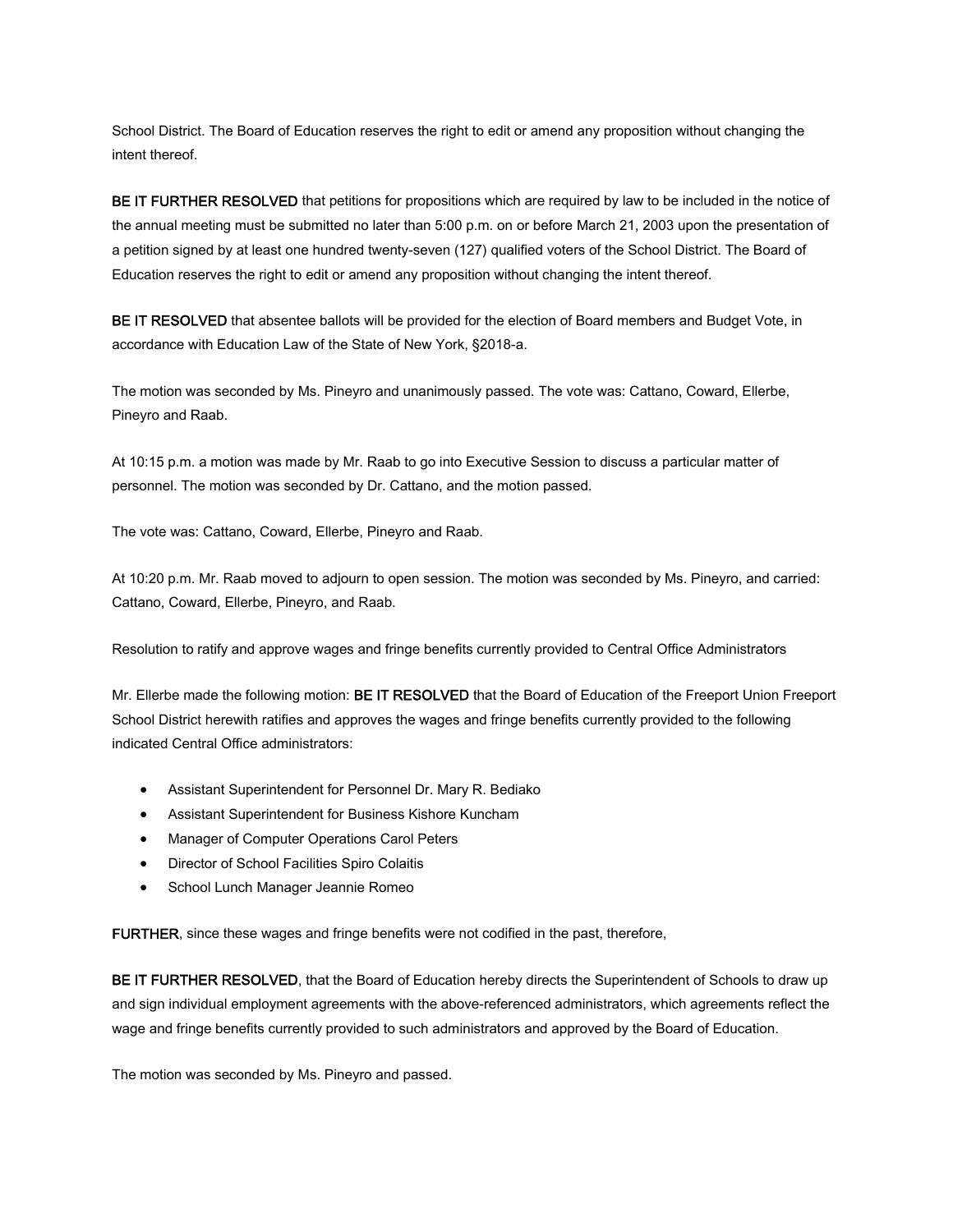School District. The Board of Education reserves the right to edit or amend any proposition without changing the intent thereof.

**BE IT FURTHER RESOLVED** that petitions for propositions which are required by law to be included in the notice of the annual meeting must be submitted no later than 5:00 p.m. on or before March 21, 2003 upon the presentation of a petition signed by at least one hundred twenty-seven (127) qualified voters of the School District. The Board of Education reserves the right to edit or amend any proposition without changing the intent thereof.

**BE IT RESOLVED** that absentee ballots will be provided for the election of Board members and Budget Vote, in accordance with Education Law of the State of New York, §2018-a.

The motion was seconded by Ms. Pineyro and unanimously passed. The vote was: Cattano, Coward, Ellerbe, Pineyro and Raab.

At 10:15 p.m. a motion was made by Mr. Raab to go into Executive Session to discuss a particular matter of personnel. The motion was seconded by Dr. Cattano, and the motion passed.

The vote was: Cattano, Coward, Ellerbe, Pineyro and Raab.

At 10:20 p.m. Mr. Raab moved to adjourn to open session. The motion was seconded by Ms. Pineyro, and carried: Cattano, Coward, Ellerbe, Pineyro, and Raab.

Resolution to ratify and approve wages and fringe benefits currently provided to Central Office Administrators

Mr. Ellerbe made the following motion: **BE IT RESOLVED** that the Board of Education of the Freeport Union Freeport School District herewith ratifies and approves the wages and fringe benefits currently provided to the following indicated Central Office administrators:

- Assistant Superintendent for Personnel Dr. Mary R. Bediako
- Assistant Superintendent for Business Kishore Kuncham
- Manager of Computer Operations Carol Peters
- Director of School Facilities Spiro Colaitis
- School Lunch Manager Jeannie Romeo

**FURTHER**, since these wages and fringe benefits were not codified in the past, therefore,

**BE IT FURTHER RESOLVED**, that the Board of Education hereby directs the Superintendent of Schools to draw up and sign individual employment agreements with the above-referenced administrators, which agreements reflect the wage and fringe benefits currently provided to such administrators and approved by the Board of Education.

The motion was seconded by Ms. Pineyro and passed.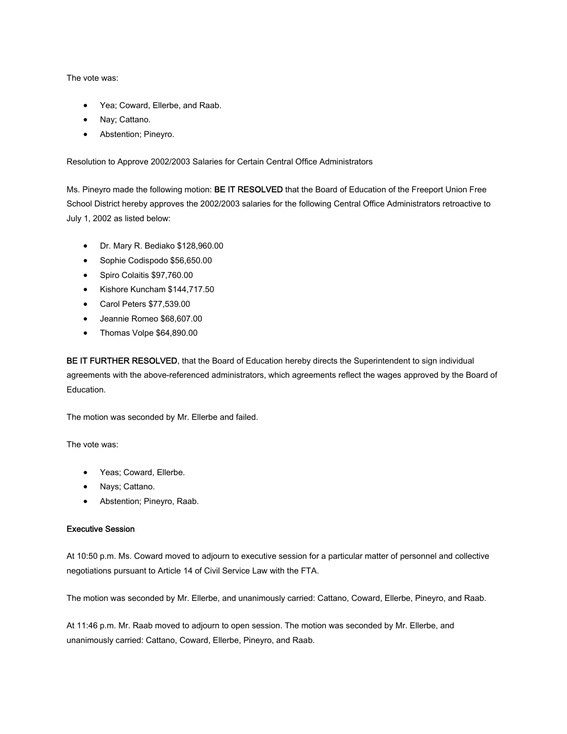The vote was:

- Yea; Coward, Ellerbe, and Raab.
- Nay; Cattano.
- Abstention; Pineyro.

Resolution to Approve 2002/2003 Salaries for Certain Central Office Administrators

Ms. Pineyro made the following motion: **BE IT RESOLVED** that the Board of Education of the Freeport Union Free School District hereby approves the 2002/2003 salaries for the following Central Office Administrators retroactive to July 1, 2002 as listed below:

- Dr. Mary R. Bediako $128,960.00
- Sophie Codispodo $56,650.00
- Spiro Colaitis $97,760.00
- Kishore Kuncham $144,717.50
- Carol Peters $77,539.00
- Jeannie Romeo $68,607.00
- Thomas Volpe $64,890.00

**BE IT FURTHER RESOLVED**, that the Board of Education hereby directs the Superintendent to sign individual agreements with the above-referenced administrators, which agreements reflect the wages approved by the Board of Education.

The motion was seconded by Mr. Ellerbe and failed.

The vote was:

- Yeas; Coward, Ellerbe.
- Nays; Cattano.
- Abstention; Pineyro, Raab.

**Executive Session**

At 10:50 p.m. Ms. Coward moved to adjourn to executive session for a particular matter of personnel and collective negotiations pursuant to Article 14 of Civil Service Law with the FTA.

The motion was seconded by Mr. Ellerbe, and unanimously carried: Cattano, Coward, Ellerbe, Pineyro, and Raab.

At 11:46 p.m. Mr. Raab moved to adjourn to open session. The motion was seconded by Mr. Ellerbe, and unanimously carried: Cattano, Coward, Ellerbe, Pineyro, and Raab.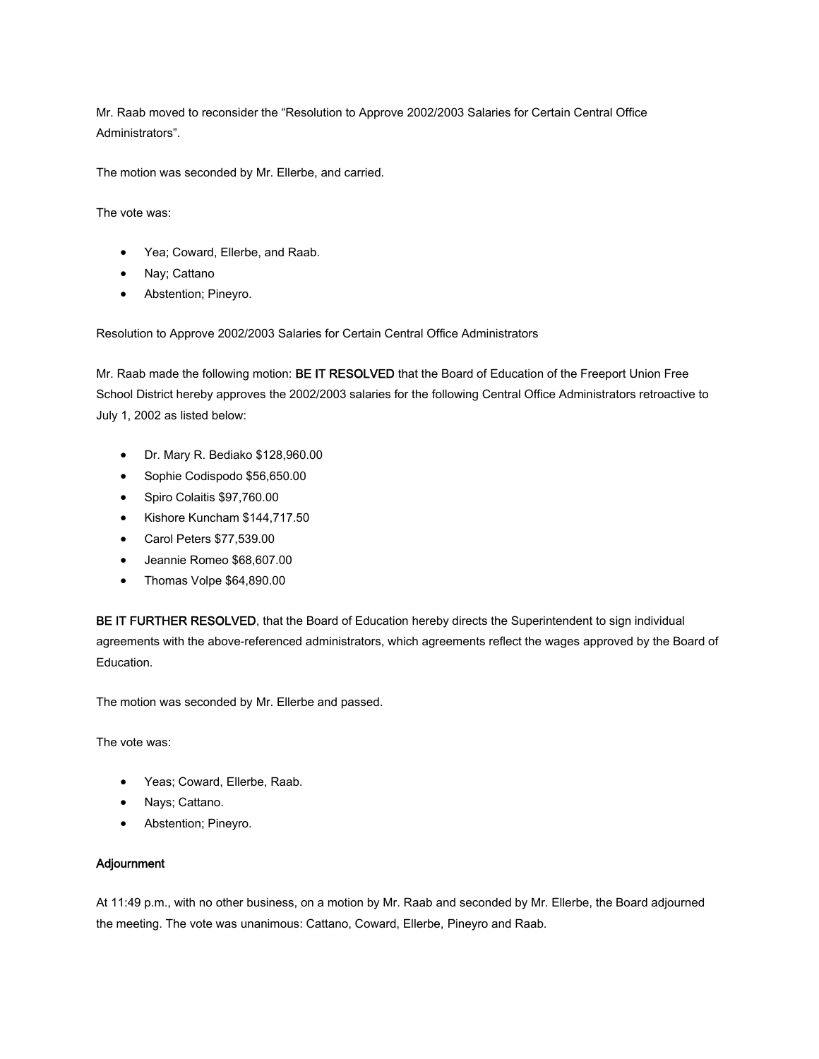Mr. Raab moved to reconsider the "Resolution to Approve 2002/2003 Salaries for Certain Central Office Administrators".

The motion was seconded by Mr. Ellerbe, and carried.

The vote was:

- Yea; Coward, Ellerbe, and Raab.
- Nay; Cattano
- Abstention; Pineyro.

Resolution to Approve 2002/2003 Salaries for Certain Central Office Administrators

Mr. Raab made the following motion: **BE IT RESOLVED** that the Board of Education of the Freeport Union Free School District hereby approves the 2002/2003 salaries for the following Central Office Administrators retroactive to July 1, 2002 as listed below:

- Dr. Mary R. Bediako $128,960.00
- Sophie Codispodo $56,650.00
- Spiro Colaitis $97,760.00
- Kishore Kuncham $144,717.50
- Carol Peters $77,539.00
- Jeannie Romeo $68,607.00
- Thomas Volpe $64,890.00

**BE IT FURTHER RESOLVED**, that the Board of Education hereby directs the Superintendent to sign individual agreements with the above-referenced administrators, which agreements reflect the wages approved by the Board of Education.

The motion was seconded by Mr. Ellerbe and passed.

The vote was:

- Yeas; Coward, Ellerbe, Raab.
- Nays; Cattano.
- Abstention; Pineyro.

**Adjournment**

At 11:49 p.m., with no other business, on a motion by Mr. Raab and seconded by Mr. Ellerbe, the Board adjourned the meeting. The vote was unanimous: Cattano, Coward, Ellerbe, Pineyro and Raab.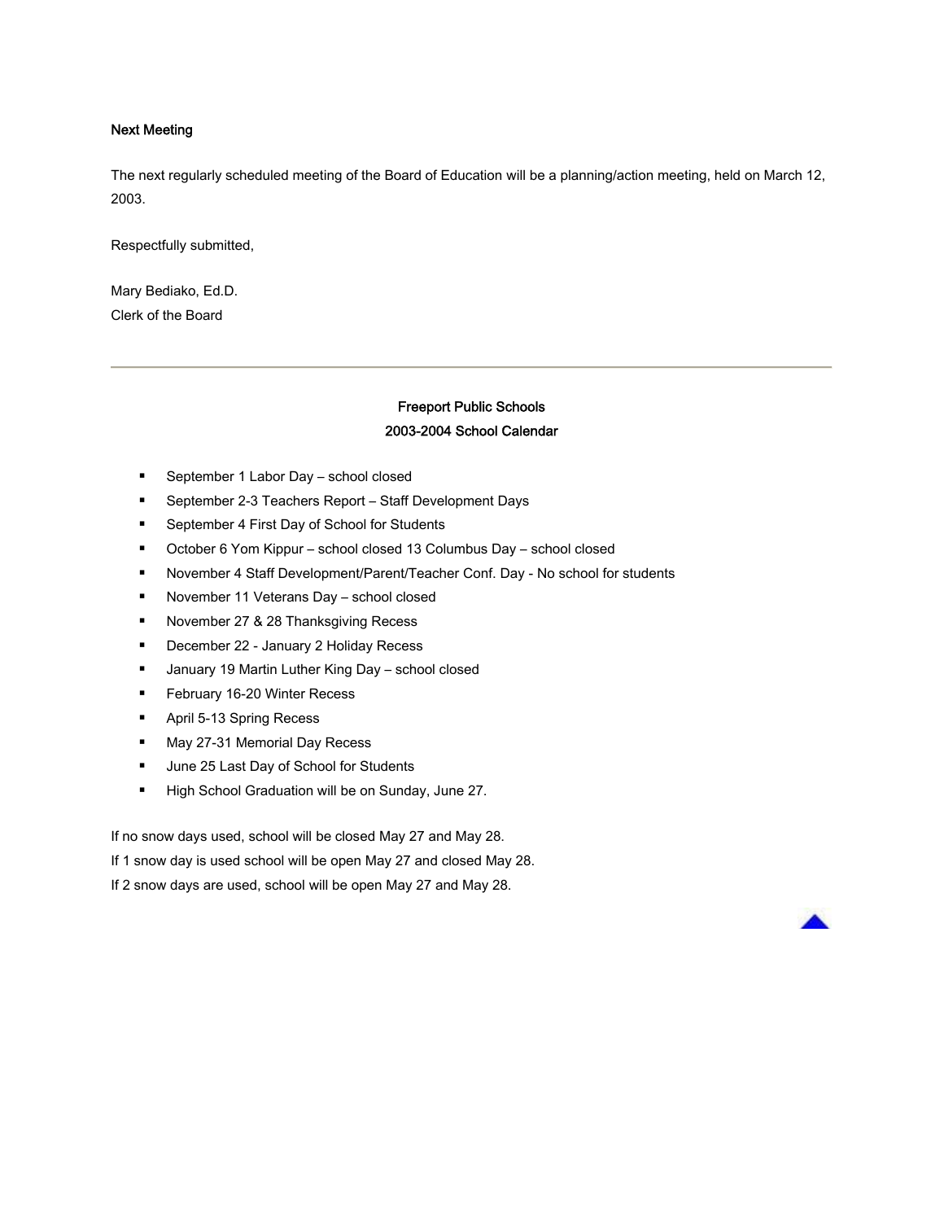**Next Meeting**

The next regularly scheduled meeting of the Board of Education will be a planning/action meeting, held on March 12, 2003.

Respectfully submitted,

Mary Bediako, Ed.D.
Clerk of the Board

---

**Freeport Public Schools**
**2003-2004 School Calendar**

- September 1 Labor Day – school closed
- September 2-3 Teachers Report – Staff Development Days
- September 4 First Day of School for Students
- October 6 Yom Kippur – school closed 13 Columbus Day – school closed
- November 4 Staff Development/Parent/Teacher Conf. Day - No school for students
- November 11 Veterans Day – school closed
- November 27 & 28 Thanksgiving Recess
- December 22 - January 2 Holiday Recess
- January 19 Martin Luther King Day – school closed
- February 16-20 Winter Recess
- April 5-13 Spring Recess
- May 27-31 Memorial Day Recess
- June 25 Last Day of School for Students
- High School Graduation will be on Sunday, June 27.

If no snow days used, school will be closed May 27 and May 28.
If 1 snow day is used school will be open May 27 and closed May 28.
If 2 snow days are used, school will be open May 27 and May 28.